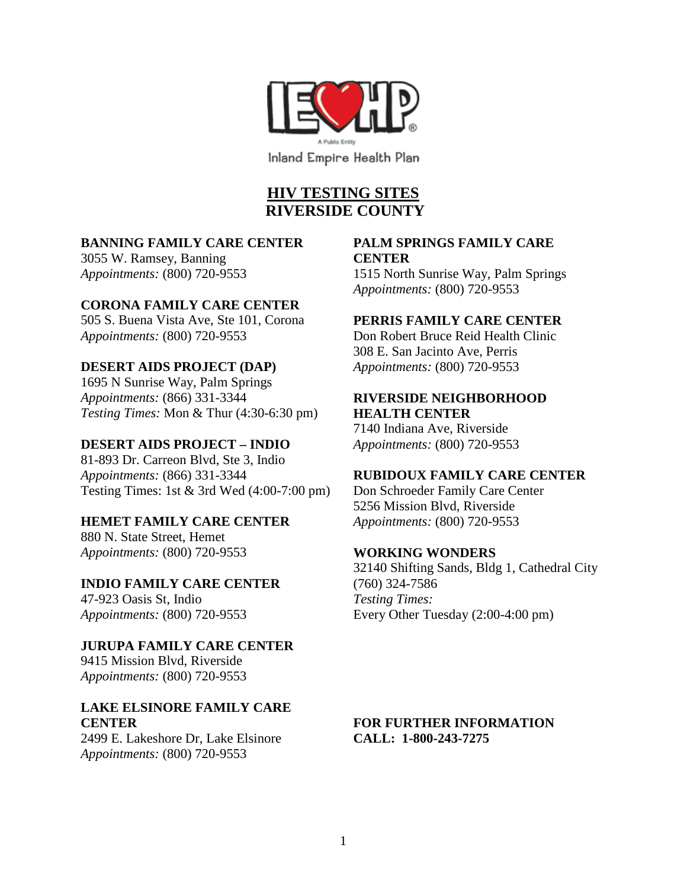Inland Empire Health Plan

# HIV TESTING SITES
# RIVERSIDE COUNTY

**BANNING FAMILY CARE CENTER**
3055 W. Ramsey, Banning
*Appointments:* (800) 720-9553

**CORONA FAMILY CARE CENTER**
505 S. Buena Vista Ave, Ste 101, Corona
*Appointments:* (800) 720-9553

**DESERT AIDS PROJECT (DAP)**
1695 N Sunrise Way, Palm Springs
*Appointments:* (866) 331-3344
*Testing Times:* Mon & Thur (4:30-6:30 pm)

**DESERT AIDS PROJECT – INDIO**
81-893 Dr. Carreon Blvd, Ste 3, Indio
*Appointments:* (866) 331-3344
Testing Times: 1st & 3rd Wed (4:00-7:00 pm)

**HEMET FAMILY CARE CENTER**
880 N. State Street, Hemet
*Appointments:* (800) 720-9553

**INDIO FAMILY CARE CENTER**
47-923 Oasis St, Indio
*Appointments:* (800) 720-9553

**JURUPA FAMILY CARE CENTER**
9415 Mission Blvd, Riverside
*Appointments:* (800) 720-9553

**LAKE ELSINORE FAMILY CARE CENTER**
2499 E. Lakeshore Dr, Lake Elsinore
*Appointments:* (800) 720-9553

**PALM SPRINGS FAMILY CARE CENTER**
1515 North Sunrise Way, Palm Springs
*Appointments:* (800) 720-9553

**PERRIS FAMILY CARE CENTER**
Don Robert Bruce Reid Health Clinic
308 E. San Jacinto Ave, Perris
*Appointments:* (800) 720-9553

**RIVERSIDE NEIGHBORHOOD HEALTH CENTER**
7140 Indiana Ave, Riverside
*Appointments:* (800) 720-9553

**RUBIDOUX FAMILY CARE CENTER**
Don Schroeder Family Care Center
5256 Mission Blvd, Riverside
*Appointments:* (800) 720-9553

**WORKING WONDERS**
32140 Shifting Sands, Bldg 1, Cathedral City
(760) 324-7586
*Testing Times:*
Every Other Tuesday (2:00-4:00 pm)

**FOR FURTHER INFORMATION CALL: 1-800-243-7275**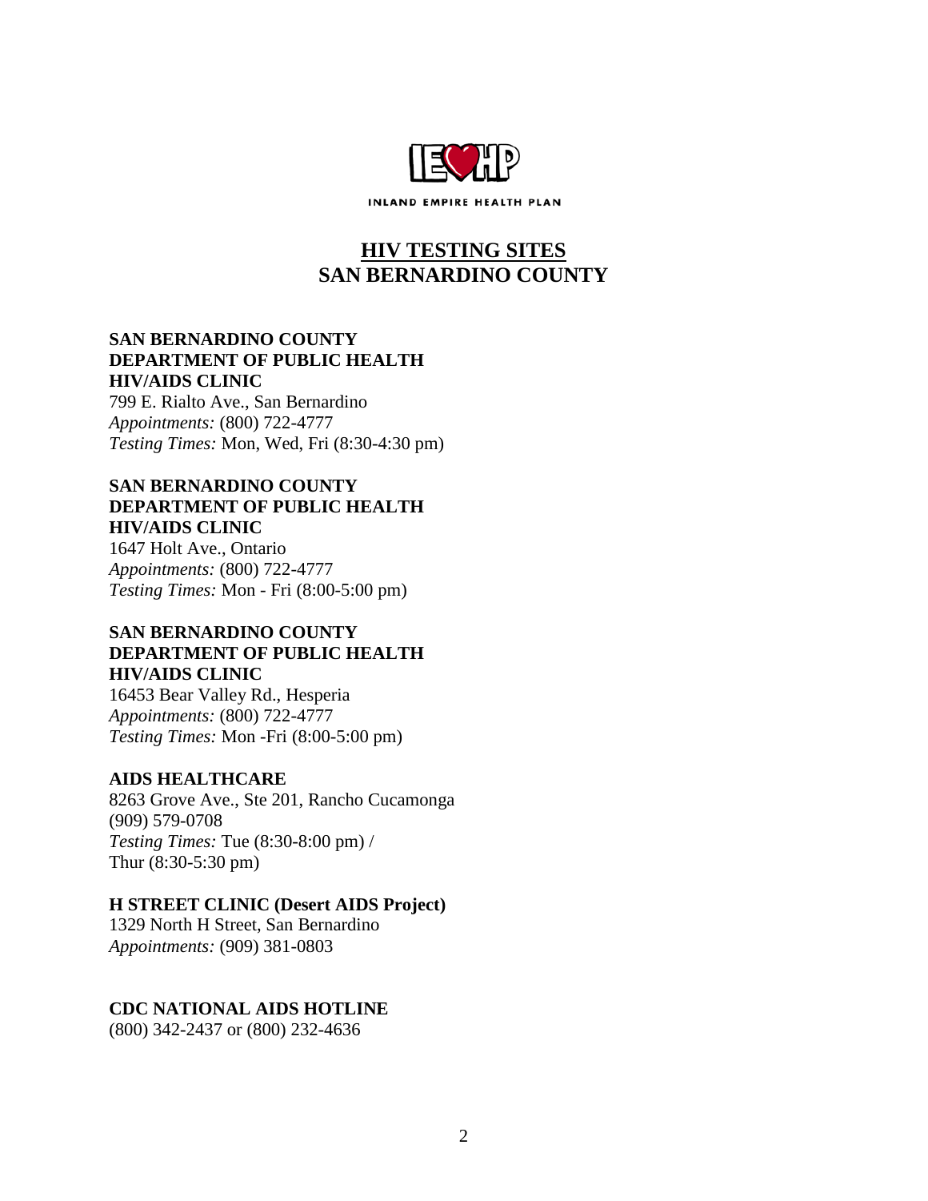INLAND EMPIRE HEALTH PLAN

# HIV TESTING SITES
# SAN BERNARDINO COUNTY

**SAN BERNARDINO COUNTY DEPARTMENT OF PUBLIC HEALTH HIV/AIDS CLINIC**
799 E. Rialto Ave., San Bernardino
*Appointments:* (800) 722-4777
*Testing Times:* Mon, Wed, Fri (8:30-4:30 pm)

**SAN BERNARDINO COUNTY DEPARTMENT OF PUBLIC HEALTH HIV/AIDS CLINIC**
1647 Holt Ave., Ontario
*Appointments:* (800) 722-4777
*Testing Times:* Mon - Fri (8:00-5:00 pm)

**SAN BERNARDINO COUNTY DEPARTMENT OF PUBLIC HEALTH HIV/AIDS CLINIC**
16453 Bear Valley Rd., Hesperia
*Appointments:* (800) 722-4777
*Testing Times:* Mon -Fri (8:00-5:00 pm)

**AIDS HEALTHCARE**
8263 Grove Ave., Ste 201, Rancho Cucamonga
(909) 579-0708
*Testing Times:* Tue (8:30-8:00 pm) /
Thur (8:30-5:30 pm)

**H STREET CLINIC (Desert AIDS Project)**
1329 North H Street, San Bernardino
*Appointments:* (909) 381-0803

**CDC NATIONAL AIDS HOTLINE**
(800) 342-2437 or (800) 232-4636